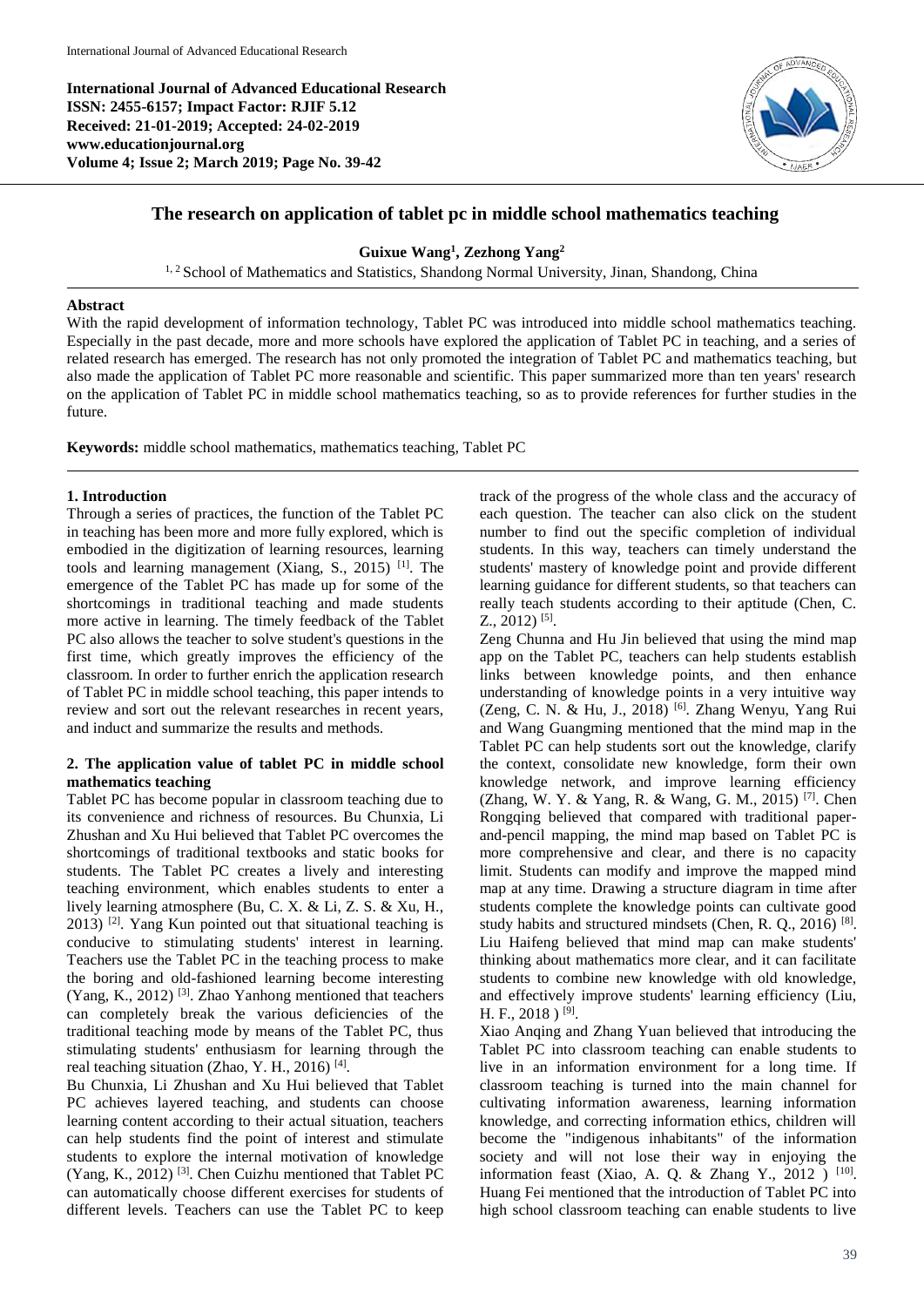International Journal of Advanced Educational Research

**International Journal of Advanced Educational Research**
**ISSN: 2455-6157; Impact Factor: RJIF 5.12**
**Received: 21-01-2019; Accepted: 24-02-2019**
**www.educationjournal.org**
**Volume 4; Issue 2; March 2019; Page No. 39-42**

# The research on application of tablet pc in middle school mathematics teaching

**Guixue Wang[1], Zezhong Yang[2]**

[1, 2] School of Mathematics and Statistics, Shandong Normal University, Jinan, Shandong, China

**Abstract**

With the rapid development of information technology, Tablet PC was introduced into middle school mathematics teaching. Especially in the past decade, more and more schools have explored the application of Tablet PC in teaching, and a series of related research has emerged. The research has not only promoted the integration of Tablet PC and mathematics teaching, but also made the application of Tablet PC more reasonable and scientific. This paper summarized more than ten years' research on the application of Tablet PC in middle school mathematics teaching, so as to provide references for further studies in the future.

**Keywords:** middle school mathematics, mathematics teaching, Tablet PC

## 1. Introduction

Through a series of practices, the function of the Tablet PC in teaching has been more and more fully explored, which is embodied in the digitization of learning resources, learning tools and learning management (Xiang, S., 2015) [1]. The emergence of the Tablet PC has made up for some of the shortcomings in traditional teaching and made students more active in learning. The timely feedback of the Tablet PC also allows the teacher to solve student's questions in the first time, which greatly improves the efficiency of the classroom. In order to further enrich the application research of Tablet PC in middle school teaching, this paper intends to review and sort out the relevant researches in recent years, and induct and summarize the results and methods.

## 2. The application value of tablet PC in middle school mathematics teaching

Tablet PC has become popular in classroom teaching due to its convenience and richness of resources. Bu Chunxia, Li Zhushan and Xu Hui believed that Tablet PC overcomes the shortcomings of traditional textbooks and static books for students. The Tablet PC creates a lively and interesting teaching environment, which enables students to enter a lively learning atmosphere (Bu, C. X. & Li, Z. S. & Xu, H., 2013) [2]. Yang Kun pointed out that situational teaching is conducive to stimulating students' interest in learning. Teachers use the Tablet PC in the teaching process to make the boring and old-fashioned learning become interesting (Yang, K., 2012) [3]. Zhao Yanhong mentioned that teachers can completely break the various deficiencies of the traditional teaching mode by means of the Tablet PC, thus stimulating students' enthusiasm for learning through the real teaching situation (Zhao, Y. H., 2016) [4].

Bu Chunxia, Li Zhushan and Xu Hui believed that Tablet PC achieves layered teaching, and students can choose learning content according to their actual situation, teachers can help students find the point of interest and stimulate students to explore the internal motivation of knowledge (Yang, K., 2012) [3]. Chen Cuizhu mentioned that Tablet PC can automatically choose different exercises for students of different levels. Teachers can use the Tablet PC to keep track of the progress of the whole class and the accuracy of each question. The teacher can also click on the student number to find out the specific completion of individual students. In this way, teachers can timely understand the students' mastery of knowledge point and provide different learning guidance for different students, so that teachers can really teach students according to their aptitude (Chen, C. Z., 2012) [5].

Zeng Chunna and Hu Jin believed that using the mind map app on the Tablet PC, teachers can help students establish links between knowledge points, and then enhance understanding of knowledge points in a very intuitive way (Zeng, C. N. & Hu, J., 2018) [6]. Zhang Wenyu, Yang Rui and Wang Guangming mentioned that the mind map in the Tablet PC can help students sort out the knowledge, clarify the context, consolidate new knowledge, form their own knowledge network, and improve learning efficiency (Zhang, W. Y. & Yang, R. & Wang, G. M., 2015) [7]. Chen Rongqing believed that compared with traditional paper-and-pencil mapping, the mind map based on Tablet PC is more comprehensive and clear, and there is no capacity limit. Students can modify and improve the mapped mind map at any time. Drawing a structure diagram in time after students complete the knowledge points can cultivate good study habits and structured mindsets (Chen, R. Q., 2016) [8]. Liu Haifeng believed that mind map can make students' thinking about mathematics more clear, and it can facilitate students to combine new knowledge with old knowledge, and effectively improve students' learning efficiency (Liu, H. F., 2018 ) [9].

Xiao Anqing and Zhang Yuan believed that introducing the Tablet PC into classroom teaching can enable students to live in an information environment for a long time. If classroom teaching is turned into the main channel for cultivating information awareness, learning information knowledge, and correcting information ethics, children will become the "indigenous inhabitants" of the information society and will not lose their way in enjoying the information feast (Xiao, A. Q. & Zhang Y., 2012 ) [10]. Huang Fei mentioned that the introduction of Tablet PC into high school classroom teaching can enable students to live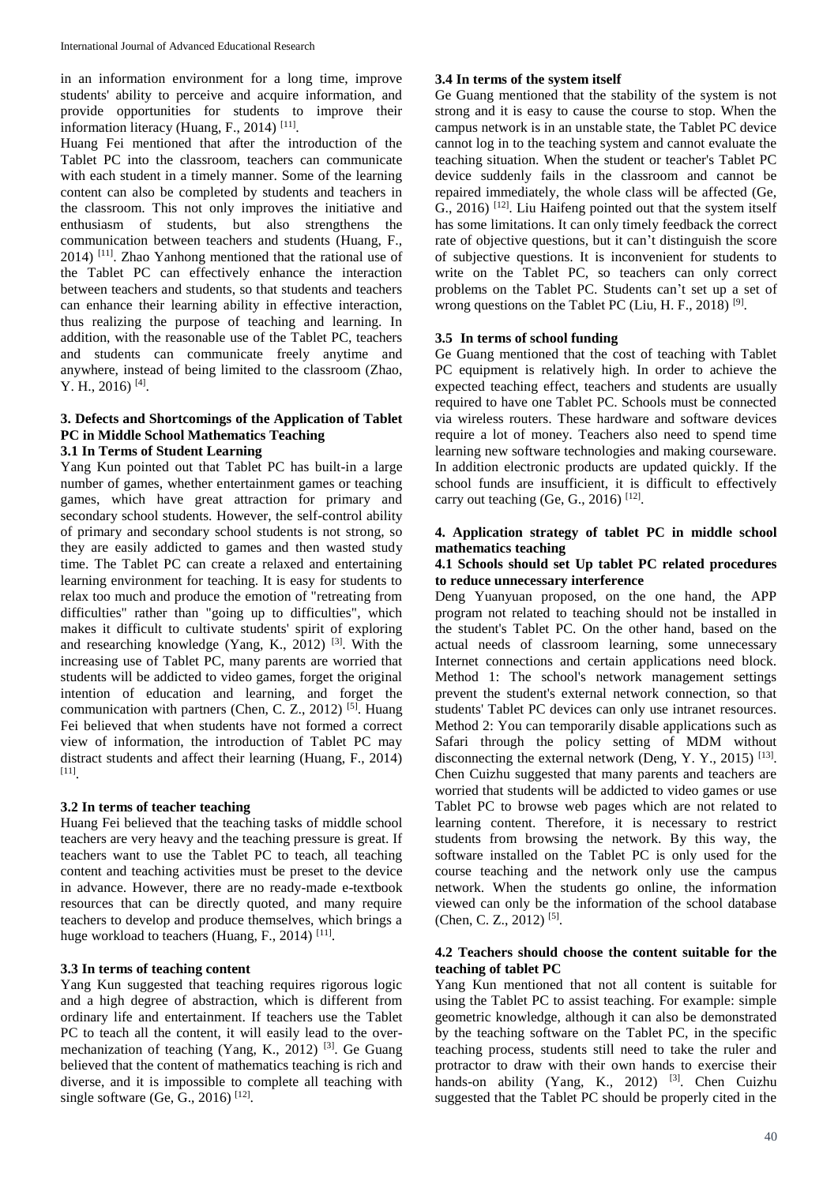in an information environment for a long time, improve students' ability to perceive and acquire information, and provide opportunities for students to improve their information literacy (Huang, F., 2014) [11].

Huang Fei mentioned that after the introduction of the Tablet PC into the classroom, teachers can communicate with each student in a timely manner. Some of the learning content can also be completed by students and teachers in the classroom. This not only improves the initiative and enthusiasm of students, but also strengthens the communication between teachers and students (Huang, F., 2014) [11]. Zhao Yanhong mentioned that the rational use of the Tablet PC can effectively enhance the interaction between teachers and students, so that students and teachers can enhance their learning ability in effective interaction, thus realizing the purpose of teaching and learning. In addition, with the reasonable use of the Tablet PC, teachers and students can communicate freely anytime and anywhere, instead of being limited to the classroom (Zhao, Y. H., 2016) [4].

## 3. Defects and Shortcomings of the Application of Tablet PC in Middle School Mathematics Teaching

### 3.1 In Terms of Student Learning

Yang Kun pointed out that Tablet PC has built-in a large number of games, whether entertainment games or teaching games, which have great attraction for primary and secondary school students. However, the self-control ability of primary and secondary school students is not strong, so they are easily addicted to games and then wasted study time. The Tablet PC can create a relaxed and entertaining learning environment for teaching. It is easy for students to relax too much and produce the emotion of "retreating from difficulties" rather than "going up to difficulties", which makes it difficult to cultivate students' spirit of exploring and researching knowledge (Yang, K., 2012) [3]. With the increasing use of Tablet PC, many parents are worried that students will be addicted to video games, forget the original intention of education and learning, and forget the communication with partners (Chen, C. Z., 2012) [5]. Huang Fei believed that when students have not formed a correct view of information, the introduction of Tablet PC may distract students and affect their learning (Huang, F., 2014) [11].

### 3.2 In terms of teacher teaching

Huang Fei believed that the teaching tasks of middle school teachers are very heavy and the teaching pressure is great. If teachers want to use the Tablet PC to teach, all teaching content and teaching activities must be preset to the device in advance. However, there are no ready-made e-textbook resources that can be directly quoted, and many require teachers to develop and produce themselves, which brings a huge workload to teachers (Huang, F., 2014) [11].

### 3.3 In terms of teaching content

Yang Kun suggested that teaching requires rigorous logic and a high degree of abstraction, which is different from ordinary life and entertainment. If teachers use the Tablet PC to teach all the content, it will easily lead to the over-mechanization of teaching (Yang, K., 2012) [3]. Ge Guang believed that the content of mathematics teaching is rich and diverse, and it is impossible to complete all teaching with single software (Ge, G., 2016) [12].

### 3.4 In terms of the system itself

Ge Guang mentioned that the stability of the system is not strong and it is easy to cause the course to stop. When the campus network is in an unstable state, the Tablet PC device cannot log in to the teaching system and cannot evaluate the teaching situation. When the student or teacher's Tablet PC device suddenly fails in the classroom and cannot be repaired immediately, the whole class will be affected (Ge, G., 2016) [12]. Liu Haifeng pointed out that the system itself has some limitations. It can only timely feedback the correct rate of objective questions, but it can't distinguish the score of subjective questions. It is inconvenient for students to write on the Tablet PC, so teachers can only correct problems on the Tablet PC. Students can't set up a set of wrong questions on the Tablet PC (Liu, H. F., 2018) [9].

### 3.5 In terms of school funding

Ge Guang mentioned that the cost of teaching with Tablet PC equipment is relatively high. In order to achieve the expected teaching effect, teachers and students are usually required to have one Tablet PC. Schools must be connected via wireless routers. These hardware and software devices require a lot of money. Teachers also need to spend time learning new software technologies and making courseware. In addition electronic products are updated quickly. If the school funds are insufficient, it is difficult to effectively carry out teaching (Ge, G., 2016) [12].

## 4. Application strategy of tablet PC in middle school mathematics teaching

### 4.1 Schools should set Up tablet PC related procedures to reduce unnecessary interference

Deng Yuanyuan proposed, on the one hand, the APP program not related to teaching should not be installed in the student's Tablet PC. On the other hand, based on the actual needs of classroom learning, some unnecessary Internet connections and certain applications need block. Method 1: The school's network management settings prevent the student's external network connection, so that students' Tablet PC devices can only use intranet resources. Method 2: You can temporarily disable applications such as Safari through the policy setting of MDM without disconnecting the external network (Deng, Y. Y., 2015) [13]. Chen Cuizhu suggested that many parents and teachers are worried that students will be addicted to video games or use Tablet PC to browse web pages which are not related to learning content. Therefore, it is necessary to restrict students from browsing the network. By this way, the software installed on the Tablet PC is only used for the course teaching and the network only use the campus network. When the students go online, the information viewed can only be the information of the school database (Chen, C. Z., 2012) [5].

### 4.2 Teachers should choose the content suitable for the teaching of tablet PC

Yang Kun mentioned that not all content is suitable for using the Tablet PC to assist teaching. For example: simple geometric knowledge, although it can also be demonstrated by the teaching software on the Tablet PC, in the specific teaching process, students still need to take the ruler and protractor to draw with their own hands to exercise their hands-on ability (Yang, K., 2012) [3]. Chen Cuizhu suggested that the Tablet PC should be properly cited in the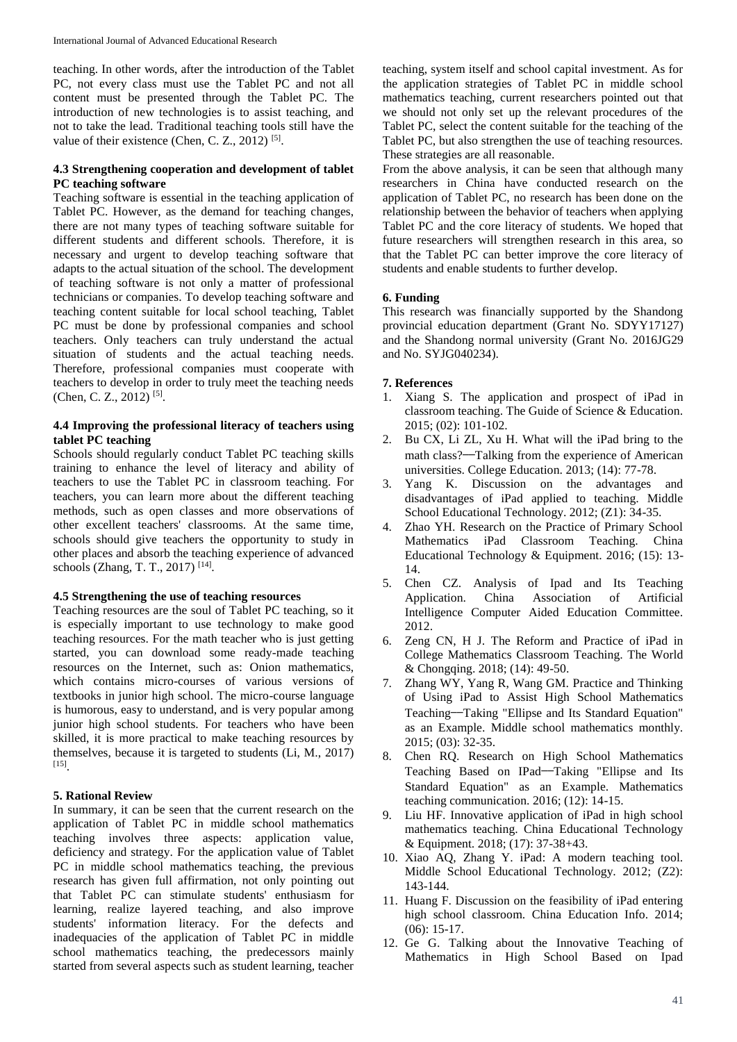teaching. In other words, after the introduction of the Tablet PC, not every class must use the Tablet PC and not all content must be presented through the Tablet PC. The introduction of new technologies is to assist teaching, and not to take the lead. Traditional teaching tools still have the value of their existence (Chen, C. Z., 2012) [5].

### 4.3 Strengthening cooperation and development of tablet PC teaching software

Teaching software is essential in the teaching application of Tablet PC. However, as the demand for teaching changes, there are not many types of teaching software suitable for different students and different schools. Therefore, it is necessary and urgent to develop teaching software that adapts to the actual situation of the school. The development of teaching software is not only a matter of professional technicians or companies. To develop teaching software and teaching content suitable for local school teaching, Tablet PC must be done by professional companies and school teachers. Only teachers can truly understand the actual situation of students and the actual teaching needs. Therefore, professional companies must cooperate with teachers to develop in order to truly meet the teaching needs (Chen, C. Z., 2012) [5].

### 4.4 Improving the professional literacy of teachers using tablet PC teaching

Schools should regularly conduct Tablet PC teaching skills training to enhance the level of literacy and ability of teachers to use the Tablet PC in classroom teaching. For teachers, you can learn more about the different teaching methods, such as open classes and more observations of other excellent teachers' classrooms. At the same time, schools should give teachers the opportunity to study in other places and absorb the teaching experience of advanced schools (Zhang, T. T., 2017) [14].

### 4.5 Strengthening the use of teaching resources

Teaching resources are the soul of Tablet PC teaching, so it is especially important to use technology to make good teaching resources. For the math teacher who is just getting started, you can download some ready-made teaching resources on the Internet, such as: Onion mathematics, which contains micro-courses of various versions of textbooks in junior high school. The micro-course language is humorous, easy to understand, and is very popular among junior high school students. For teachers who have been skilled, it is more practical to make teaching resources by themselves, because it is targeted to students (Li, M., 2017) [15].

## 5. Rational Review

In summary, it can be seen that the current research on the application of Tablet PC in middle school mathematics teaching involves three aspects: application value, deficiency and strategy. For the application value of Tablet PC in middle school mathematics teaching, the previous research has given full affirmation, not only pointing out that Tablet PC can stimulate students' enthusiasm for learning, realize layered teaching, and also improve students' information literacy. For the defects and inadequacies of the application of Tablet PC in middle school mathematics teaching, the predecessors mainly started from several aspects such as student learning, teacher teaching, system itself and school capital investment. As for the application strategies of Tablet PC in middle school mathematics teaching, current researchers pointed out that we should not only set up the relevant procedures of the Tablet PC, select the content suitable for the teaching of the Tablet PC, but also strengthen the use of teaching resources. These strategies are all reasonable.

From the above analysis, it can be seen that although many researchers in China have conducted research on the application of Tablet PC, no research has been done on the relationship between the behavior of teachers when applying Tablet PC and the core literacy of students. We hoped that future researchers will strengthen research in this area, so that the Tablet PC can better improve the core literacy of students and enable students to further develop.

## 6. Funding

This research was financially supported by the Shandong provincial education department (Grant No. SDYY17127) and the Shandong normal university (Grant No. 2016JG29 and No. SYJG040234).

## 7. References

1. Xiang S. The application and prospect of iPad in classroom teaching. The Guide of Science & Education. 2015; (02): 101-102.
2. Bu CX, Li ZL, Xu H. What will the iPad bring to the math class?—Talking from the experience of American universities. College Education. 2013; (14): 77-78.
3. Yang K. Discussion on the advantages and disadvantages of iPad applied to teaching. Middle School Educational Technology. 2012; (Z1): 34-35.
4. Zhao YH. Research on the Practice of Primary School Mathematics iPad Classroom Teaching. China Educational Technology & Equipment. 2016; (15): 13-14.
5. Chen CZ. Analysis of Ipad and Its Teaching Application. China Association of Artificial Intelligence Computer Aided Education Committee. 2012.
6. Zeng CN, H J. The Reform and Practice of iPad in College Mathematics Classroom Teaching. The World & Chongqing. 2018; (14): 49-50.
7. Zhang WY, Yang R, Wang GM. Practice and Thinking of Using iPad to Assist High School Mathematics Teaching—Taking "Ellipse and Its Standard Equation" as an Example. Middle school mathematics monthly. 2015; (03): 32-35.
8. Chen RQ. Research on High School Mathematics Teaching Based on IPad—Taking "Ellipse and Its Standard Equation" as an Example. Mathematics teaching communication. 2016; (12): 14-15.
9. Liu HF. Innovative application of iPad in high school mathematics teaching. China Educational Technology & Equipment. 2018; (17): 37-38+43.
10. Xiao AQ, Zhang Y. iPad: A modern teaching tool. Middle School Educational Technology. 2012; (Z2): 143-144.
11. Huang F. Discussion on the feasibility of iPad entering high school classroom. China Education Info. 2014; (06): 15-17.
12. Ge G. Talking about the Innovative Teaching of Mathematics in High School Based on Ipad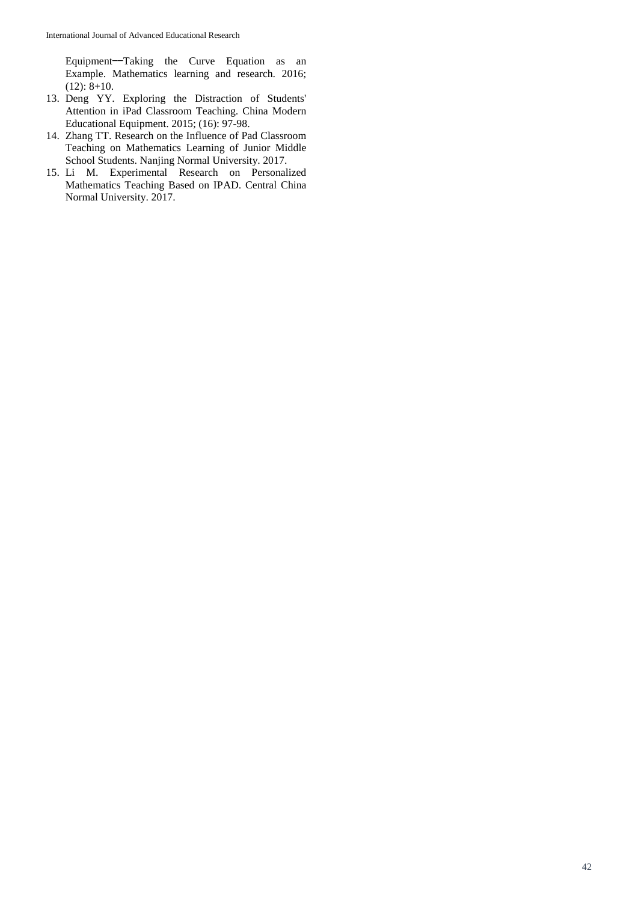Equipment—Taking the Curve Equation as an Example. Mathematics learning and research. 2016; (12): 8+10.

13. Deng YY. Exploring the Distraction of Students' Attention in iPad Classroom Teaching. China Modern Educational Equipment. 2015; (16): 97-98.
14. Zhang TT. Research on the Influence of Pad Classroom Teaching on Mathematics Learning of Junior Middle School Students. Nanjing Normal University. 2017.
15. Li M. Experimental Research on Personalized Mathematics Teaching Based on IPAD. Central China Normal University. 2017.